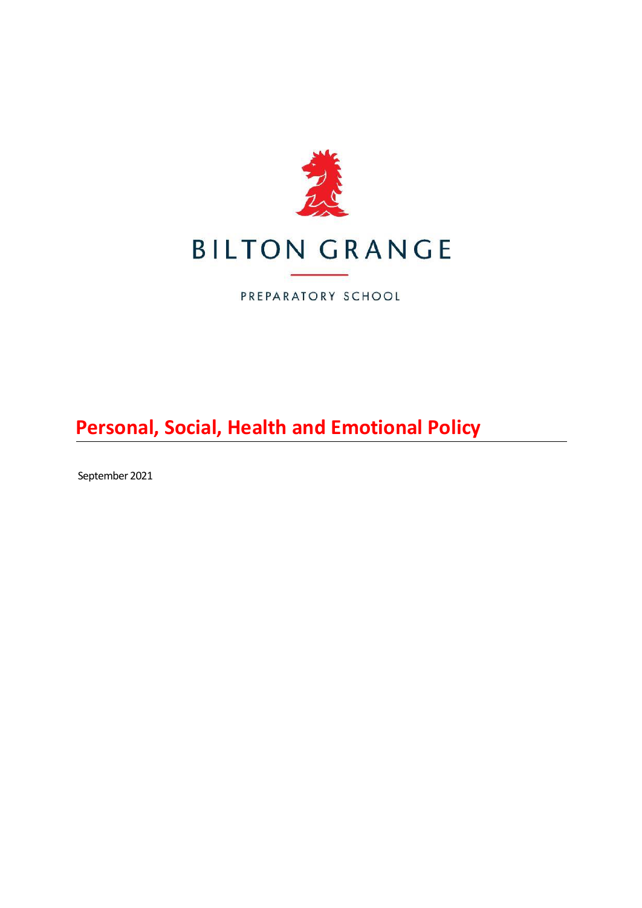BILTON GRANGE

PREPARATORY SCHOOL

# Personal, Social, Health and Emotional Policy

September 2021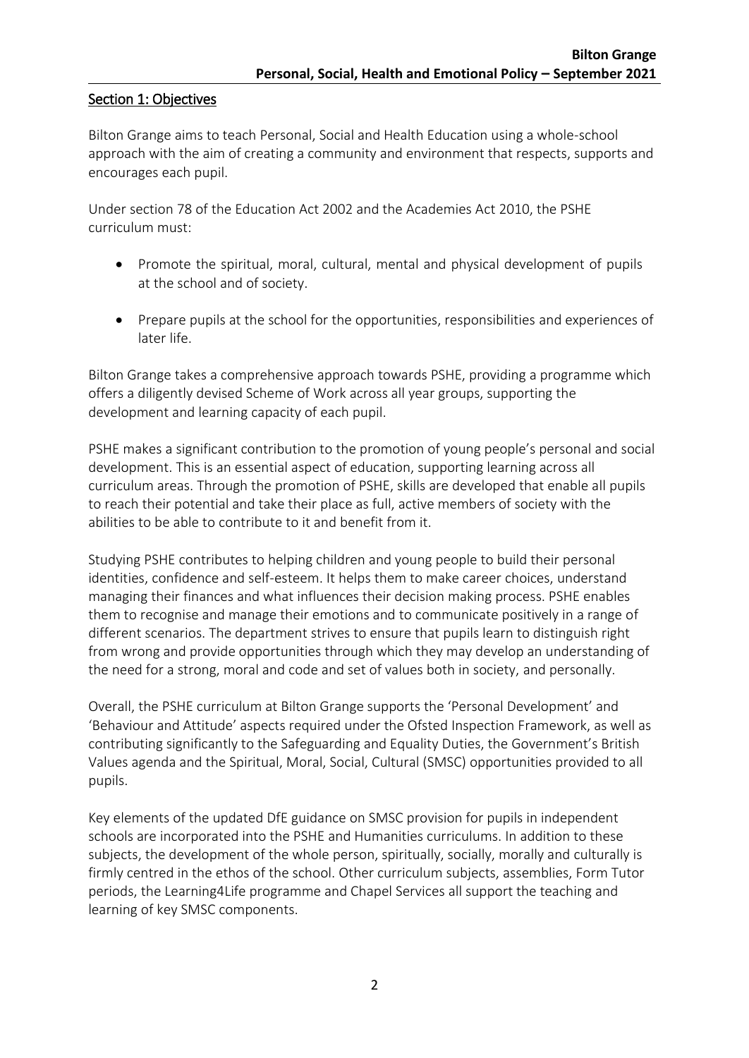## Section 1: Objectives

Bilton Grange aims to teach Personal, Social and Health Education using a whole-school approach with the aim of creating a community and environment that respects, supports and encourages each pupil.

Under section 78 of the Education Act 2002 and the Academies Act 2010, the PSHE curriculum must:

- Promote the spiritual, moral, cultural, mental and physical development of pupils at the school and of society.
- Prepare pupils at the school for the opportunities, responsibilities and experiences of later life.

Bilton Grange takes a comprehensive approach towards PSHE, providing a programme which offers a diligently devised Scheme of Work across all year groups, supporting the development and learning capacity of each pupil.

PSHE makes a significant contribution to the promotion of young people's personal and social development. This is an essential aspect of education, supporting learning across all curriculum areas. Through the promotion of PSHE, skills are developed that enable all pupils to reach their potential and take their place as full, active members of society with the abilities to be able to contribute to it and benefit from it.

Studying PSHE contributes to helping children and young people to build their personal identities, confidence and self-esteem. It helps them to make career choices, understand managing their finances and what influences their decision making process. PSHE enables them to recognise and manage their emotions and to communicate positively in a range of different scenarios. The department strives to ensure that pupils learn to distinguish right from wrong and provide opportunities through which they may develop an understanding of the need for a strong, moral and code and set of values both in society, and personally.

Overall, the PSHE curriculum at Bilton Grange supports the 'Personal Development' and 'Behaviour and Attitude' aspects required under the Ofsted Inspection Framework, as well as contributing significantly to the Safeguarding and Equality Duties, the Government's British Values agenda and the Spiritual, Moral, Social, Cultural (SMSC) opportunities provided to all pupils.

Key elements of the updated DfE guidance on SMSC provision for pupils in independent schools are incorporated into the PSHE and Humanities curriculums. In addition to these subjects, the development of the whole person, spiritually, socially, morally and culturally is firmly centred in the ethos of the school. Other curriculum subjects, assemblies, Form Tutor periods, the Learning4Life programme and Chapel Services all support the teaching and learning of key SMSC components.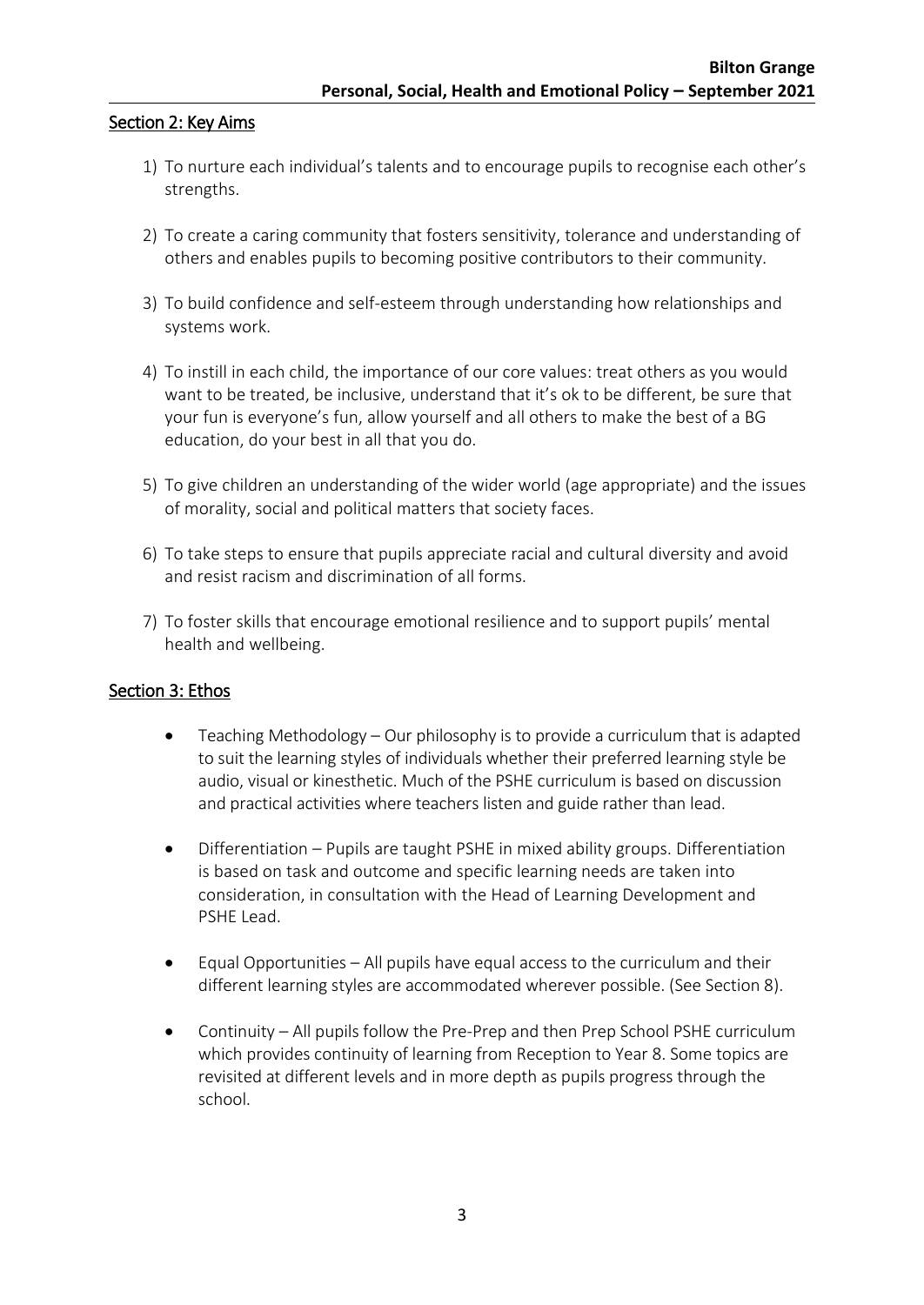## Section 2: Key Aims

1) To nurture each individual's talents and to encourage pupils to recognise each other's strengths.

2) To create a caring community that fosters sensitivity, tolerance and understanding of others and enables pupils to becoming positive contributors to their community.

3) To build confidence and self-esteem through understanding how relationships and systems work.

4) To instill in each child, the importance of our core values: treat others as you would want to be treated, be inclusive, understand that it's ok to be different, be sure that your fun is everyone's fun, allow yourself and all others to make the best of a BG education, do your best in all that you do.

5) To give children an understanding of the wider world (age appropriate) and the issues of morality, social and political matters that society faces.

6) To take steps to ensure that pupils appreciate racial and cultural diversity and avoid and resist racism and discrimination of all forms.

7) To foster skills that encourage emotional resilience and to support pupils' mental health and wellbeing.

## Section 3: Ethos

- Teaching Methodology – Our philosophy is to provide a curriculum that is adapted to suit the learning styles of individuals whether their preferred learning style be audio, visual or kinesthetic. Much of the PSHE curriculum is based on discussion and practical activities where teachers listen and guide rather than lead.

- Differentiation – Pupils are taught PSHE in mixed ability groups. Differentiation is based on task and outcome and specific learning needs are taken into consideration, in consultation with the Head of Learning Development and PSHE Lead.

- Equal Opportunities – All pupils have equal access to the curriculum and their different learning styles are accommodated wherever possible. (See Section 8).

- Continuity – All pupils follow the Pre-Prep and then Prep School PSHE curriculum which provides continuity of learning from Reception to Year 8. Some topics are revisited at different levels and in more depth as pupils progress through the school.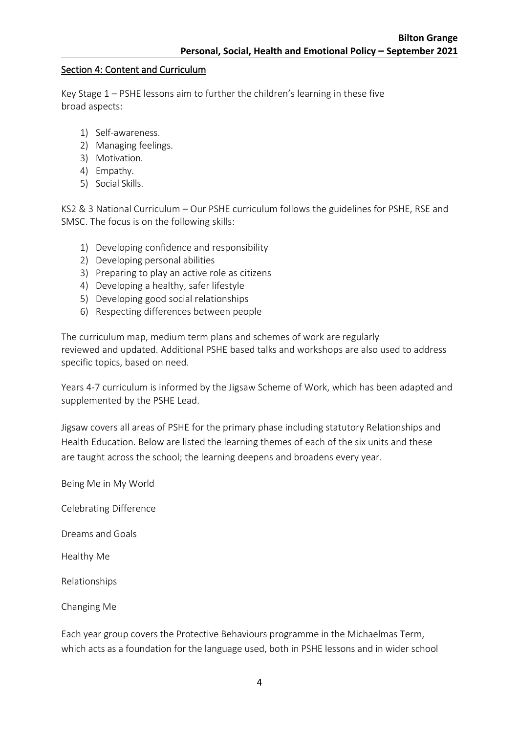## Section 4: Content and Curriculum

Key Stage 1 – PSHE lessons aim to further the children's learning in these five broad aspects:

1) Self-awareness.
2) Managing feelings.
3) Motivation.
4) Empathy.
5) Social Skills.

KS2 & 3 National Curriculum – Our PSHE curriculum follows the guidelines for PSHE, RSE and SMSC. The focus is on the following skills:

1) Developing confidence and responsibility
2) Developing personal abilities
3) Preparing to play an active role as citizens
4) Developing a healthy, safer lifestyle
5) Developing good social relationships
6) Respecting differences between people

The curriculum map, medium term plans and schemes of work are regularly reviewed and updated. Additional PSHE based talks and workshops are also used to address specific topics, based on need.

Years 4-7 curriculum is informed by the Jigsaw Scheme of Work, which has been adapted and supplemented by the PSHE Lead.

Jigsaw covers all areas of PSHE for the primary phase including statutory Relationships and Health Education. Below are listed the learning themes of each of the six units and these are taught across the school; the learning deepens and broadens every year.

Being Me in My World

Celebrating Difference

Dreams and Goals

Healthy Me

Relationships

Changing Me

Each year group covers the Protective Behaviours programme in the Michaelmas Term, which acts as a foundation for the language used, both in PSHE lessons and in wider school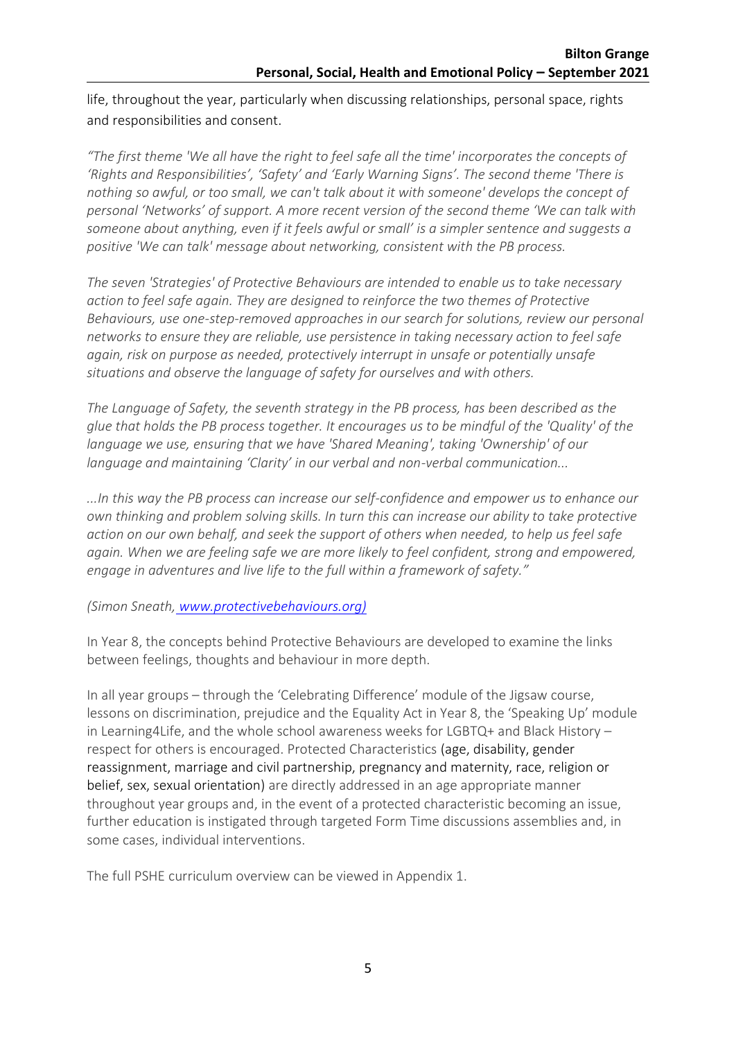life, throughout the year, particularly when discussing relationships, personal space, rights and responsibilities and consent.

*"The first theme 'We all have the right to feel safe all the time' incorporates the concepts of 'Rights and Responsibilities', 'Safety' and 'Early Warning Signs'. The second theme 'There is nothing so awful, or too small, we can't talk about it with someone' develops the concept of personal 'Networks' of support. A more recent version of the second theme 'We can talk with someone about anything, even if it feels awful or small' is a simpler sentence and suggests a positive 'We can talk' message about networking, consistent with the PB process.*

*The seven 'Strategies' of Protective Behaviours are intended to enable us to take necessary action to feel safe again. They are designed to reinforce the two themes of Protective Behaviours, use one-step-removed approaches in our search for solutions, review our personal networks to ensure they are reliable, use persistence in taking necessary action to feel safe again, risk on purpose as needed, protectively interrupt in unsafe or potentially unsafe situations and observe the language of safety for ourselves and with others.*

*The Language of Safety, the seventh strategy in the PB process, has been described as the glue that holds the PB process together. It encourages us to be mindful of the 'Quality' of the language we use, ensuring that we have 'Shared Meaning', taking 'Ownership' of our language and maintaining 'Clarity' in our verbal and non-verbal communication...*

*...In this way the PB process can increase our self-confidence and empower us to enhance our own thinking and problem solving skills. In turn this can increase our ability to take protective action on our own behalf, and seek the support of others when needed, to help us feel safe again. When we are feeling safe we are more likely to feel confident, strong and empowered, engage in adventures and live life to the full within a framework of safety."*

*(Simon Sneath, www.protectivebehaviours.org)*

In Year 8, the concepts behind Protective Behaviours are developed to examine the links between feelings, thoughts and behaviour in more depth.

In all year groups – through the 'Celebrating Difference' module of the Jigsaw course, lessons on discrimination, prejudice and the Equality Act in Year 8, the 'Speaking Up' module in Learning4Life, and the whole school awareness weeks for LGBTQ+ and Black History – respect for others is encouraged. Protected Characteristics (age, disability, gender reassignment, marriage and civil partnership, pregnancy and maternity, race, religion or belief, sex, sexual orientation) are directly addressed in an age appropriate manner throughout year groups and, in the event of a protected characteristic becoming an issue, further education is instigated through targeted Form Time discussions assemblies and, in some cases, individual interventions.

The full PSHE curriculum overview can be viewed in Appendix 1.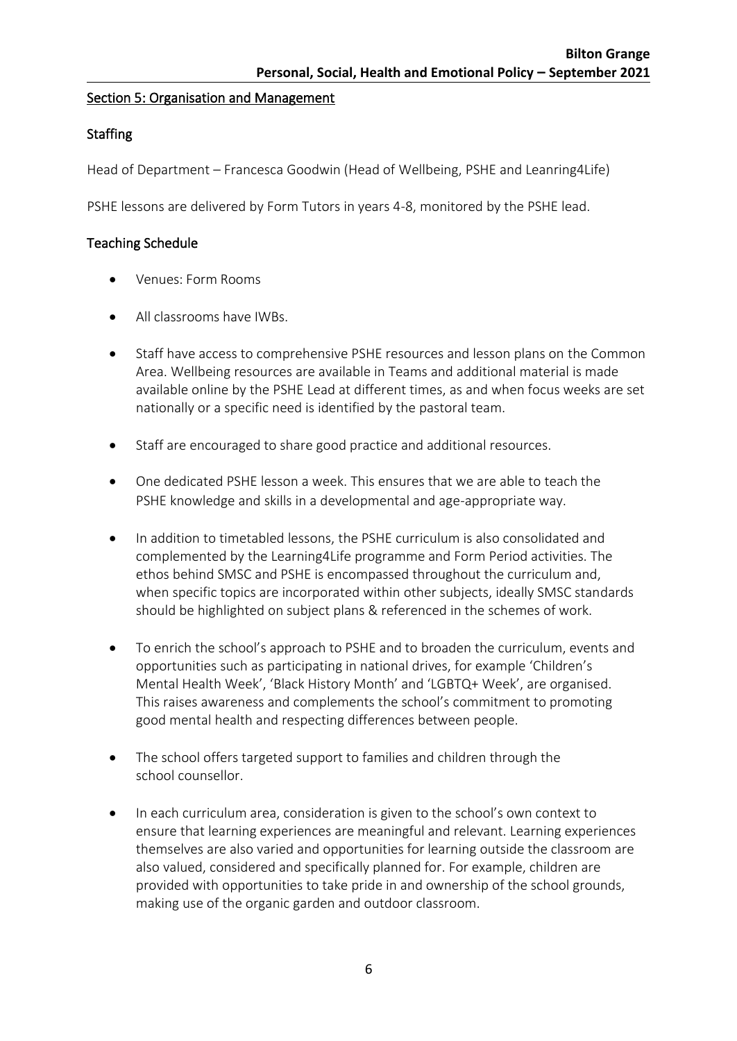## Section 5: Organisation and Management

### Staffing

Head of Department – Francesca Goodwin (Head of Wellbeing, PSHE and Leanring4Life)

PSHE lessons are delivered by Form Tutors in years 4-8, monitored by the PSHE lead.

### Teaching Schedule

- Venues: Form Rooms
- All classrooms have IWBs.
- Staff have access to comprehensive PSHE resources and lesson plans on the Common Area. Wellbeing resources are available in Teams and additional material is made available online by the PSHE Lead at different times, as and when focus weeks are set nationally or a specific need is identified by the pastoral team.
- Staff are encouraged to share good practice and additional resources.
- One dedicated PSHE lesson a week. This ensures that we are able to teach the PSHE knowledge and skills in a developmental and age-appropriate way.
- In addition to timetabled lessons, the PSHE curriculum is also consolidated and complemented by the Learning4Life programme and Form Period activities. The ethos behind SMSC and PSHE is encompassed throughout the curriculum and, when specific topics are incorporated within other subjects, ideally SMSC standards should be highlighted on subject plans & referenced in the schemes of work.
- To enrich the school's approach to PSHE and to broaden the curriculum, events and opportunities such as participating in national drives, for example 'Children's Mental Health Week', 'Black History Month' and 'LGBTQ+ Week', are organised. This raises awareness and complements the school's commitment to promoting good mental health and respecting differences between people.
- The school offers targeted support to families and children through the school counsellor.
- In each curriculum area, consideration is given to the school's own context to ensure that learning experiences are meaningful and relevant. Learning experiences themselves are also varied and opportunities for learning outside the classroom are also valued, considered and specifically planned for. For example, children are provided with opportunities to take pride in and ownership of the school grounds, making use of the organic garden and outdoor classroom.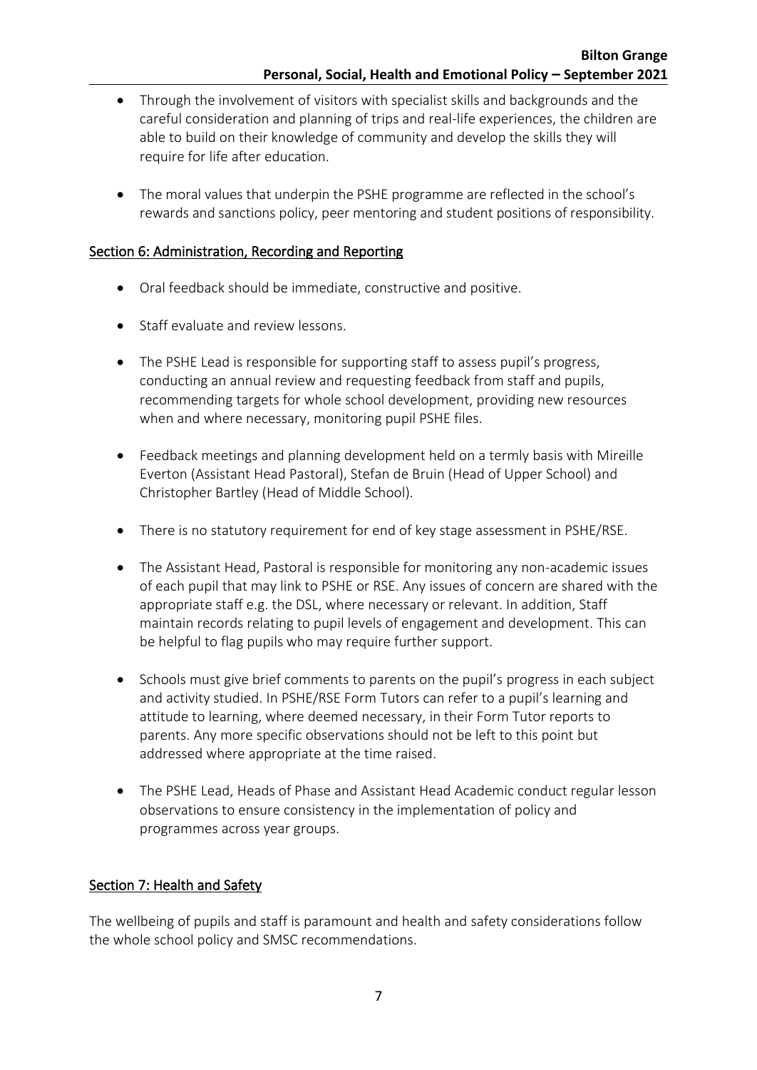- Through the involvement of visitors with specialist skills and backgrounds and the careful consideration and planning of trips and real-life experiences, the children are able to build on their knowledge of community and develop the skills they will require for life after education.

- The moral values that underpin the PSHE programme are reflected in the school's rewards and sanctions policy, peer mentoring and student positions of responsibility.

## Section 6: Administration, Recording and Reporting

- Oral feedback should be immediate, constructive and positive.

- Staff evaluate and review lessons.

- The PSHE Lead is responsible for supporting staff to assess pupil's progress, conducting an annual review and requesting feedback from staff and pupils, recommending targets for whole school development, providing new resources when and where necessary, monitoring pupil PSHE files.

- Feedback meetings and planning development held on a termly basis with Mireille Everton (Assistant Head Pastoral), Stefan de Bruin (Head of Upper School) and Christopher Bartley (Head of Middle School).

- There is no statutory requirement for end of key stage assessment in PSHE/RSE.

- The Assistant Head, Pastoral is responsible for monitoring any non-academic issues of each pupil that may link to PSHE or RSE. Any issues of concern are shared with the appropriate staff e.g. the DSL, where necessary or relevant. In addition, Staff maintain records relating to pupil levels of engagement and development. This can be helpful to flag pupils who may require further support.

- Schools must give brief comments to parents on the pupil's progress in each subject and activity studied. In PSHE/RSE Form Tutors can refer to a pupil's learning and attitude to learning, where deemed necessary, in their Form Tutor reports to parents. Any more specific observations should not be left to this point but addressed where appropriate at the time raised.

- The PSHE Lead, Heads of Phase and Assistant Head Academic conduct regular lesson observations to ensure consistency in the implementation of policy and programmes across year groups.

## Section 7: Health and Safety

The wellbeing of pupils and staff is paramount and health and safety considerations follow the whole school policy and SMSC recommendations.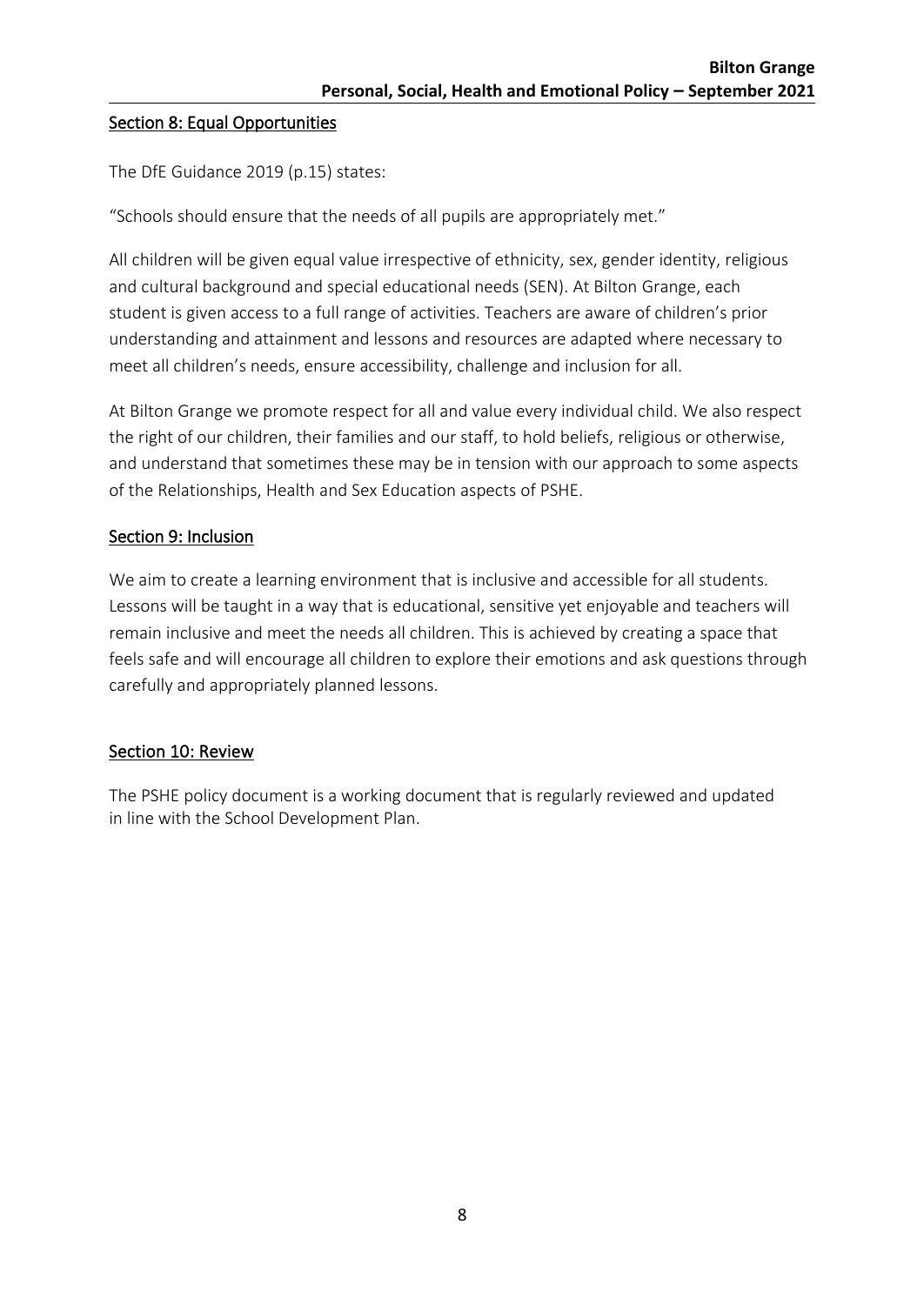## Section 8: Equal Opportunities

The DfE Guidance 2019 (p.15) states:

"Schools should ensure that the needs of all pupils are appropriately met."

All children will be given equal value irrespective of ethnicity, sex, gender identity, religious and cultural background and special educational needs (SEN). At Bilton Grange, each student is given access to a full range of activities. Teachers are aware of children's prior understanding and attainment and lessons and resources are adapted where necessary to meet all children's needs, ensure accessibility, challenge and inclusion for all.

At Bilton Grange we promote respect for all and value every individual child. We also respect the right of our children, their families and our staff, to hold beliefs, religious or otherwise, and understand that sometimes these may be in tension with our approach to some aspects of the Relationships, Health and Sex Education aspects of PSHE.

## Section 9: Inclusion

We aim to create a learning environment that is inclusive and accessible for all students. Lessons will be taught in a way that is educational, sensitive yet enjoyable and teachers will remain inclusive and meet the needs all children. This is achieved by creating a space that feels safe and will encourage all children to explore their emotions and ask questions through carefully and appropriately planned lessons.

## Section 10: Review

The PSHE policy document is a working document that is regularly reviewed and updated in line with the School Development Plan.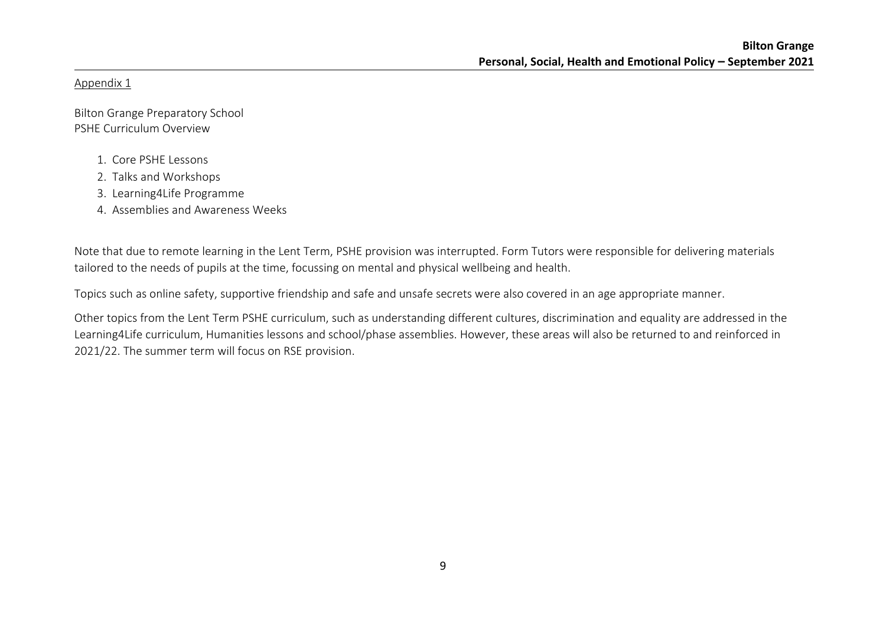Appendix 1

Bilton Grange Preparatory School
PSHE Curriculum Overview

1. Core PSHE Lessons
2. Talks and Workshops
3. Learning4Life Programme
4. Assemblies and Awareness Weeks

Note that due to remote learning in the Lent Term, PSHE provision was interrupted. Form Tutors were responsible for delivering materials tailored to the needs of pupils at the time, focussing on mental and physical wellbeing and health.

Topics such as online safety, supportive friendship and safe and unsafe secrets were also covered in an age appropriate manner.

Other topics from the Lent Term PSHE curriculum, such as understanding different cultures, discrimination and equality are addressed in the Learning4Life curriculum, Humanities lessons and school/phase assemblies. However, these areas will also be returned to and reinforced in 2021/22. The summer term will focus on RSE provision.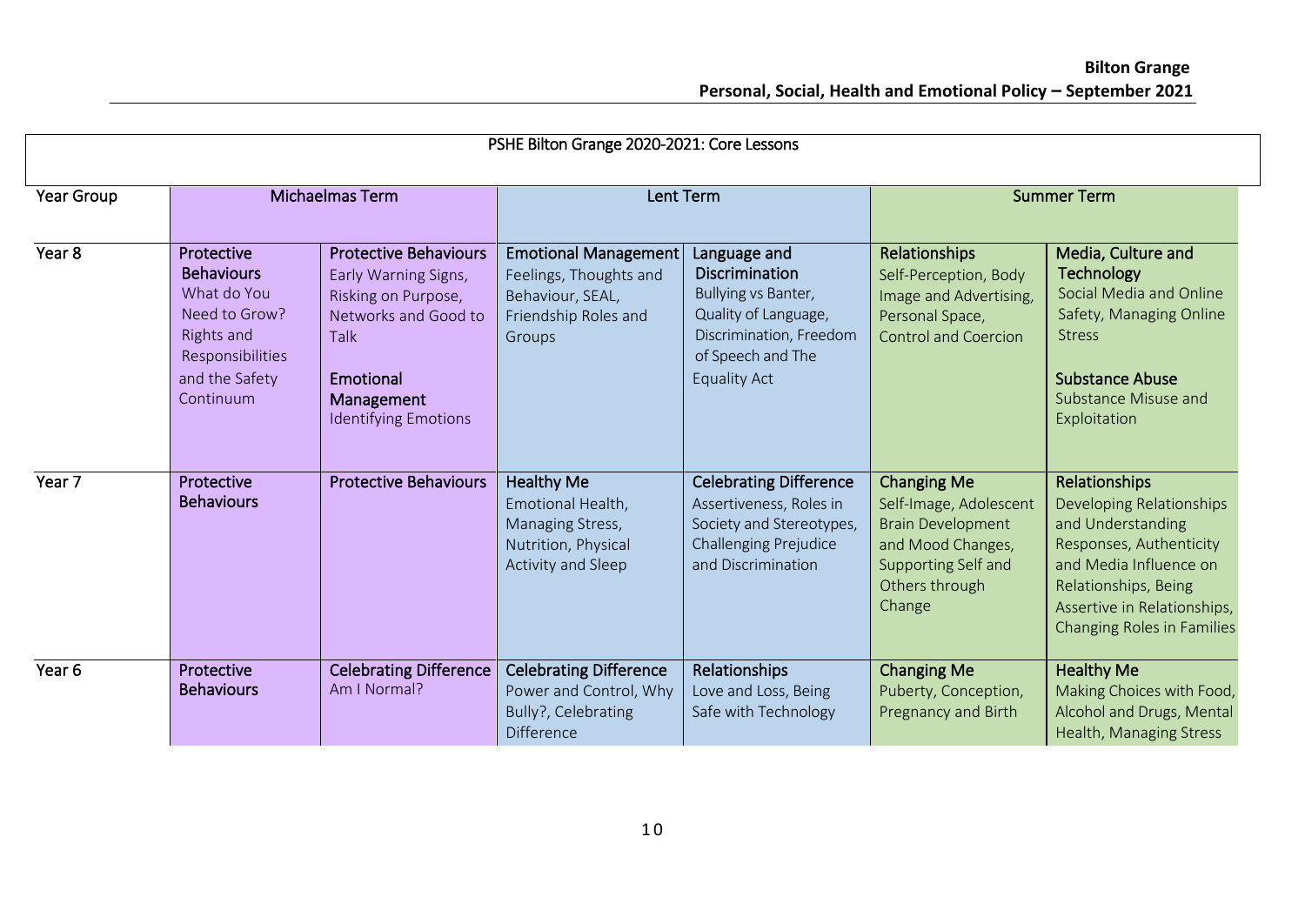| PSHE Bilton Grange 2020-2021: Core Lessons | | | | | | |
|---|---|---|---|---|---|---|
| **Year Group** | **Michaelmas Term** | | **Lent Term** | | **Summer Term** | |
| Year 8 | **Protective Behaviours** What do You Need to Grow? Rights and Responsibilities and the Safety Continuum | **Protective Behaviours** Early Warning Signs, Risking on Purpose, Networks and Good to Talk<br><br>**Emotional Management** Identifying Emotions | **Emotional Management** Feelings, Thoughts and Behaviour, SEAL, Friendship Roles and Groups | **Language and Discrimination** Bullying vs Banter, Quality of Language, Discrimination, Freedom of Speech and The Equality Act | **Relationships** Self-Perception, Body Image and Advertising, Personal Space, Control and Coercion | **Media, Culture and Technology** Social Media and Online Safety, Managing Online Stress<br><br>**Substance Abuse** Substance Misuse and Exploitation |
| Year 7 | **Protective Behaviours** | **Protective Behaviours** | **Healthy Me** Emotional Health, Managing Stress, Nutrition, Physical Activity and Sleep | **Celebrating Difference** Assertiveness, Roles in Society and Stereotypes, Challenging Prejudice and Discrimination | **Changing Me** Self-Image, Adolescent Brain Development and Mood Changes, Supporting Self and Others through Change | **Relationships** Developing Relationships and Understanding Responses, Authenticity and Media Influence on Relationships, Being Assertive in Relationships, Changing Roles in Families |
| Year 6 | **Protective Behaviours** | **Celebrating Difference** Am I Normal? | **Celebrating Difference** Power and Control, Why Bully?, Celebrating Difference | **Relationships** Love and Loss, Being Safe with Technology | **Changing Me** Puberty, Conception, Pregnancy and Birth | **Healthy Me** Making Choices with Food, Alcohol and Drugs, Mental Health, Managing Stress |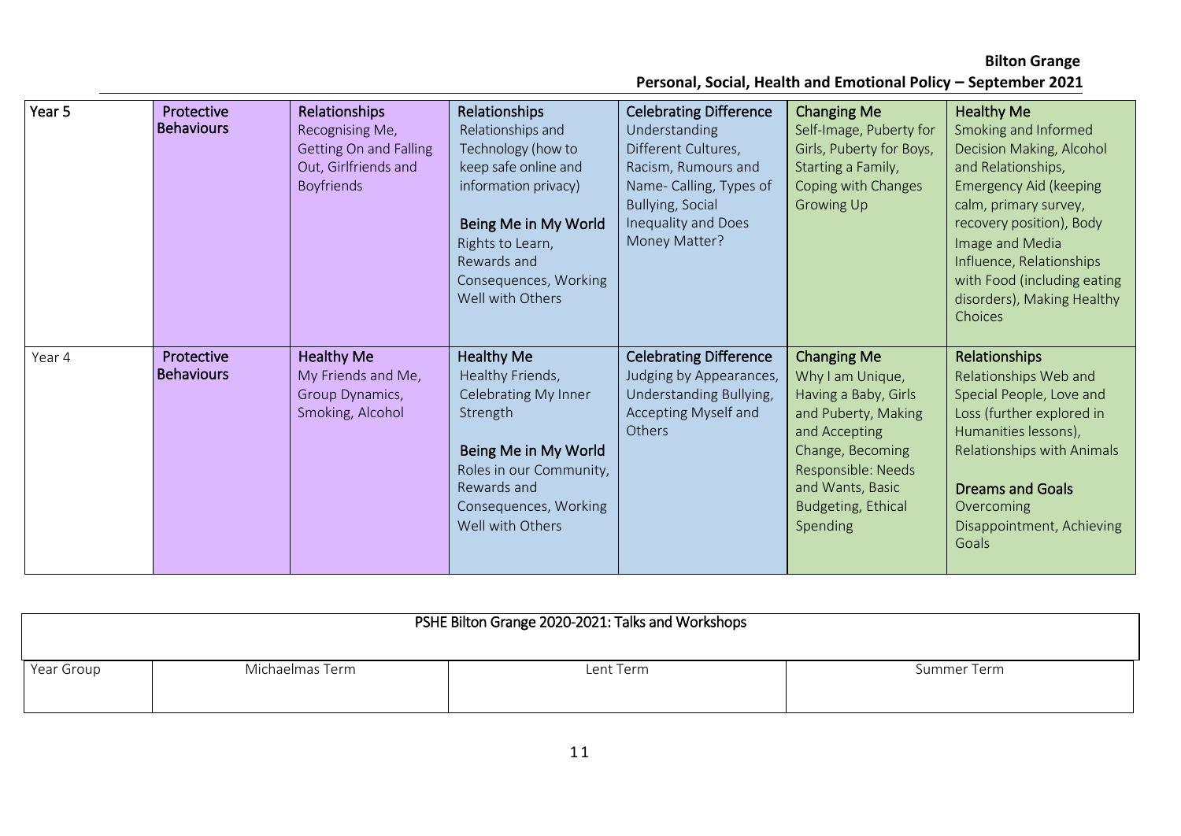| | | | | | | |
|---|---|---|---|---|---|---|
| Year 5 | **Protective Behaviours** | **Relationships** Recognising Me, Getting On and Falling Out, Girlfriends and Boyfriends | **Relationships** Relationships and Technology (how to keep safe online and information privacy)<br><br>**Being Me in My World** Rights to Learn, Rewards and Consequences, Working Well with Others | **Celebrating Difference** Understanding Different Cultures, Racism, Rumours and Name- Calling, Types of Bullying, Social Inequality and Does Money Matter? | **Changing Me** Self-Image, Puberty for Girls, Puberty for Boys, Starting a Family, Coping with Changes Growing Up | **Healthy Me** Smoking and Informed Decision Making, Alcohol and Relationships, Emergency Aid (keeping calm, primary survey, recovery position), Body Image and Media Influence, Relationships with Food (including eating disorders), Making Healthy Choices |
| Year 4 | **Protective Behaviours** | **Healthy Me** My Friends and Me, Group Dynamics, Smoking, Alcohol | **Healthy Me** Healthy Friends, Celebrating My Inner Strength<br><br>**Being Me in My World** Roles in our Community, Rewards and Consequences, Working Well with Others | **Celebrating Difference** Judging by Appearances, Understanding Bullying, Accepting Myself and Others | **Changing Me** Why I am Unique, Having a Baby, Girls and Puberty, Making and Accepting Change, Becoming Responsible: Needs and Wants, Basic Budgeting, Ethical Spending | **Relationships** Relationships Web and Special People, Love and Loss (further explored in Humanities lessons), Relationships with Animals<br><br>**Dreams and Goals** Overcoming Disappointment, Achieving Goals |

PSHE Bilton Grange 2020-2021: Talks and Workshops

| Year Group | Michaelmas Term | Lent Term | Summer Term |
|---|---|---|---|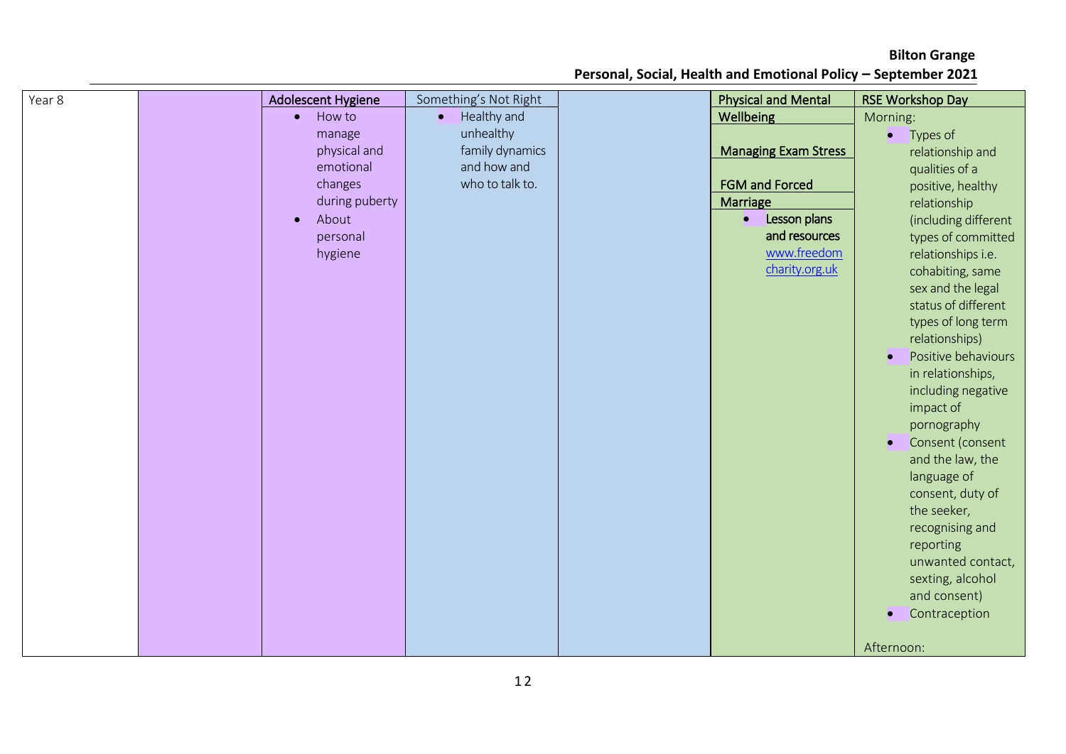| Year 8 | | Adolescent Hygiene<br>• How to manage physical and emotional changes during puberty<br>• About personal hygiene | Something's Not Right<br>• Healthy and unhealthy family dynamics and how and who to talk to. | | Physical and Mental Wellbeing<br><br>Managing Exam Stress<br><br>FGM and Forced Marriage<br>• Lesson plans and resources www.freedomcharity.org.uk | RSE Workshop Day<br>Morning:<br>• Types of relationship and qualities of a positive, healthy relationship (including different types of committed relationships i.e. cohabiting, same sex and the legal status of different types of long term relationships)<br>• Positive behaviours in relationships, including negative impact of pornography<br>• Consent (consent and the law, the language of consent, duty of the seeker, recognising and reporting unwanted contact, sexting, alcohol and consent)<br>• Contraception<br><br>Afternoon: |
|---|---|---|---|---|---|---|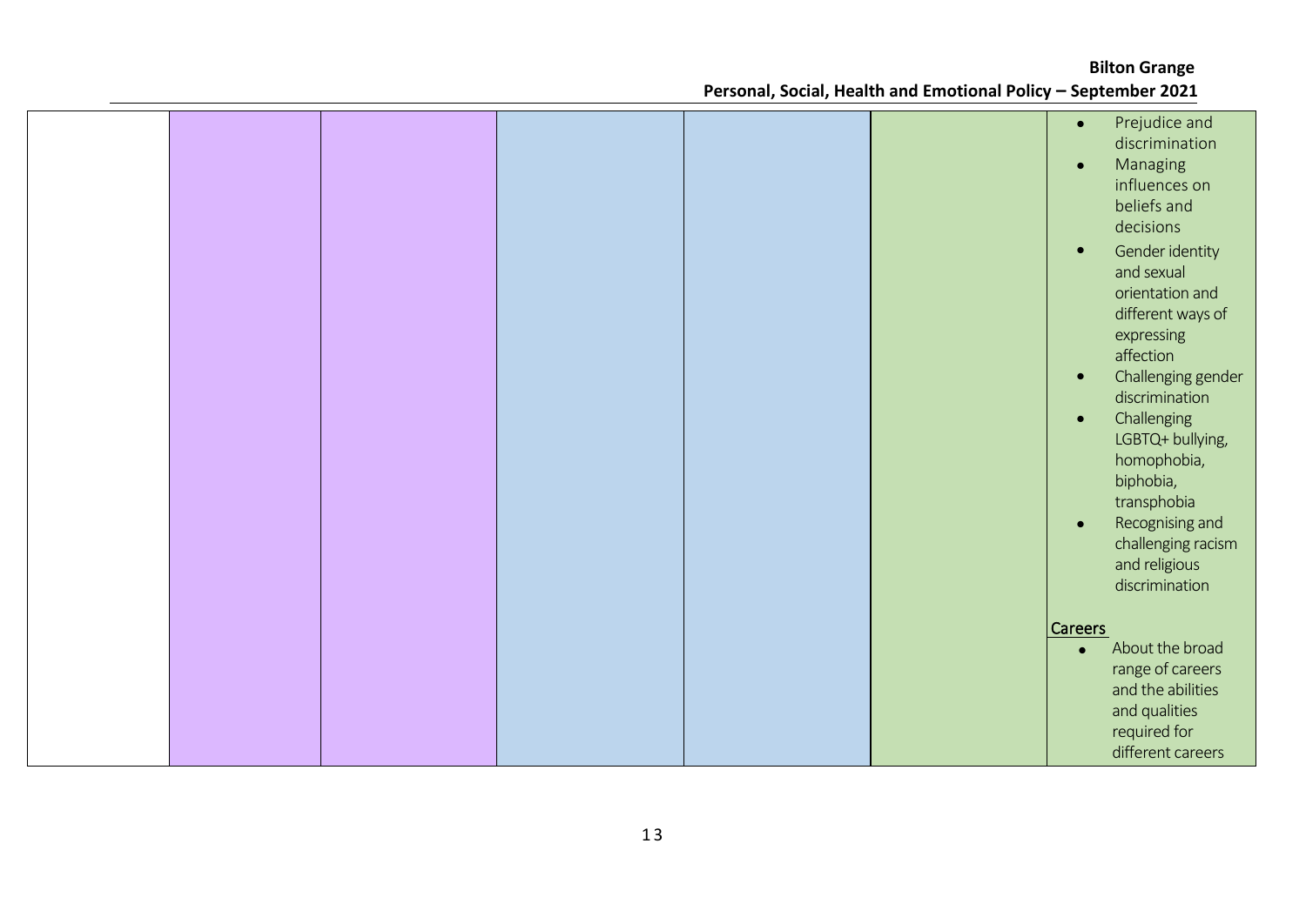|  |  |  |  |  |  |  |
|---|---|---|---|---|---|---|
|  |  |  |  |  |  | • Prejudice and discrimination<br>• Managing influences on beliefs and decisions<br>• Gender identity and sexual orientation and different ways of expressing affection<br>• Challenging gender discrimination<br>• Challenging LGBTQ+ bullying, homophobia, biphobia, transphobia<br>• Recognising and challenging racism and religious discrimination<br><br>**Careers**<br>• About the broad range of careers and the abilities and qualities required for different careers |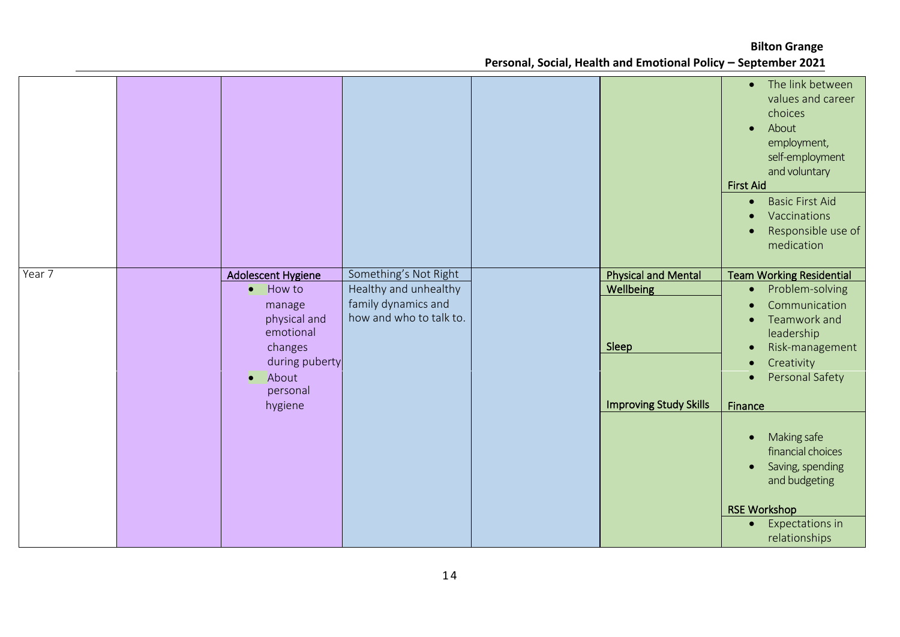| | | | | | | |
|---|---|---|---|---|---|---|
| | | | | | | • The link between values and career choices<br>• About employment, self-employment and voluntary<br>**First Aid**<br>• Basic First Aid<br>• Vaccinations<br>• Responsible use of medication |
| Year 7 | | **Adolescent Hygiene**<br>• How to manage physical and emotional changes during puberty<br>• About personal hygiene | Something's Not Right<br>Healthy and unhealthy family dynamics and how and who to talk to. | | **Physical and Mental Wellbeing**<br>**Sleep**<br>**Improving Study Skills** | **Team Working Residential**<br>• Problem-solving<br>• Communication<br>• Teamwork and leadership<br>• Risk-management<br>• Creativity<br>• Personal Safety<br>**Finance**<br>• Making safe financial choices<br>• Saving, spending and budgeting<br>**RSE Workshop**<br>• Expectations in relationships |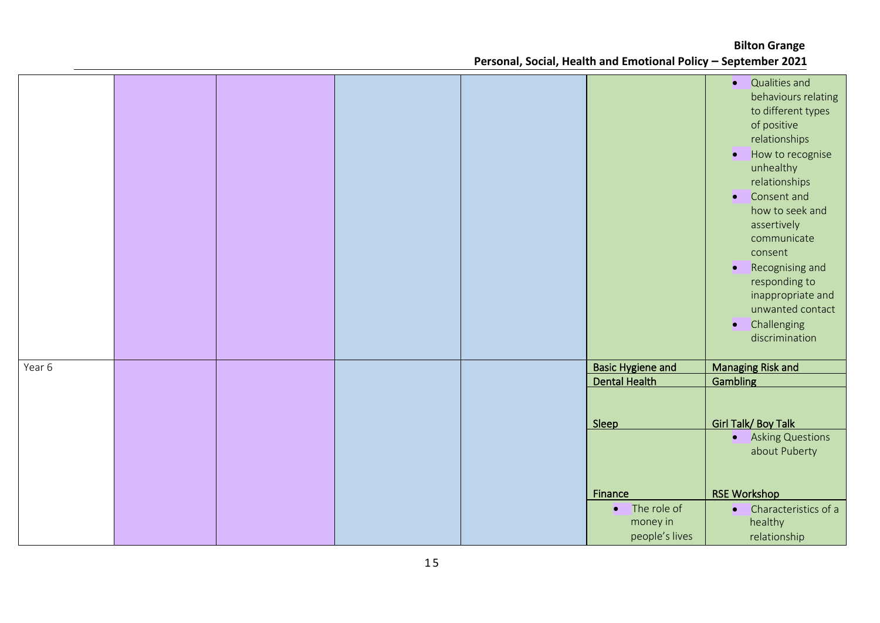|  |  |  |  |  |  |  |
|---|---|---|---|---|---|---|
|  |  |  |  |  |  | • Qualities and behaviours relating to different types of positive relationships<br>• How to recognise unhealthy relationships<br>• Consent and how to seek and assertively communicate consent<br>• Recognising and responding to inappropriate and unwanted contact<br>• Challenging discrimination |
| Year 6 |  |  |  |  | Basic Hygiene and Dental Health<br><br>Sleep<br><br>Finance<br>• The role of money in people's lives | Managing Risk and Gambling<br><br>Girl Talk/ Boy Talk<br>• Asking Questions about Puberty<br><br>RSE Workshop<br>• Characteristics of a healthy relationship |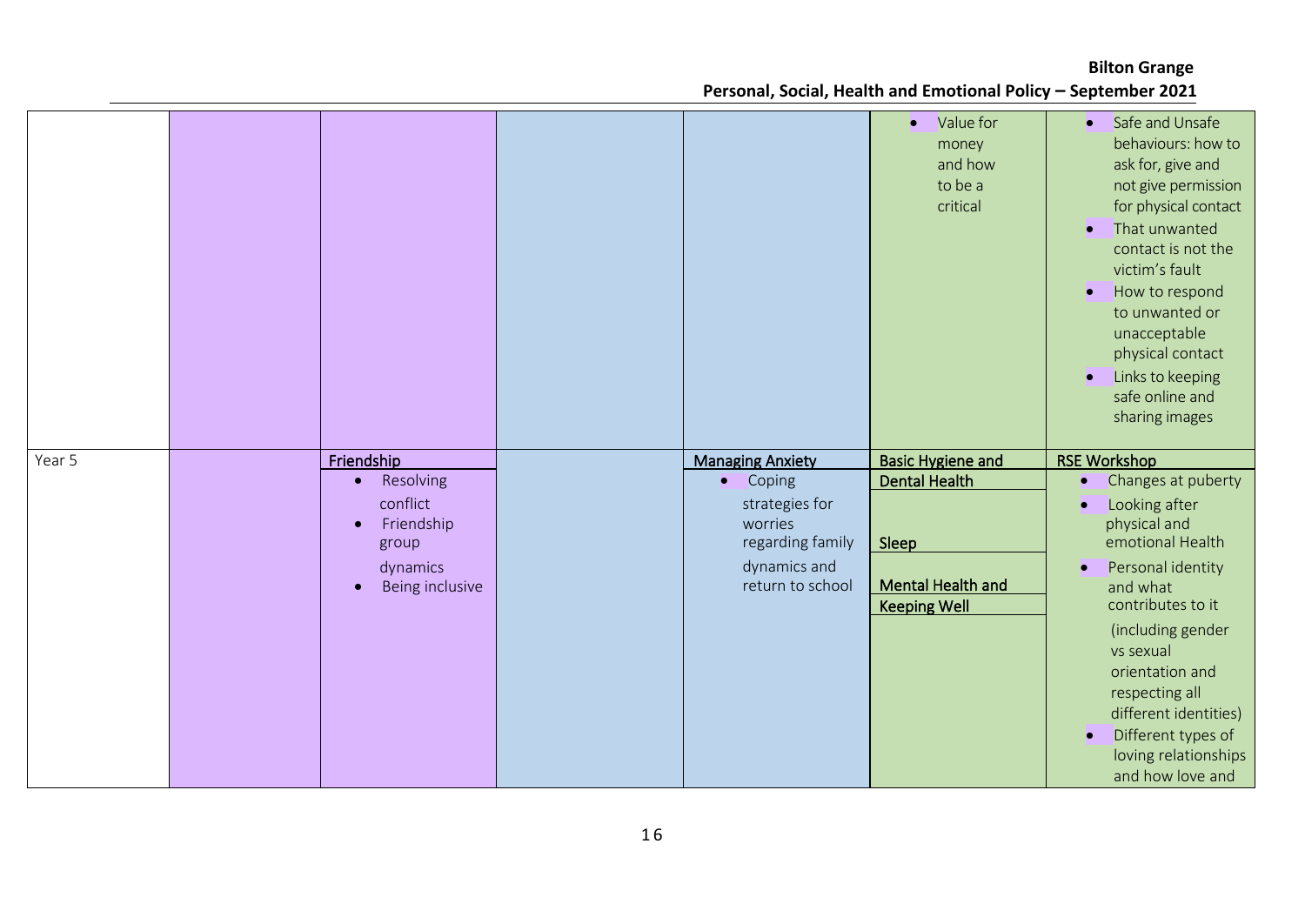| | | | | | | |
|---|---|---|---|---|---|---|
| | | | | | • Value for money and how to be a critical | • Safe and Unsafe behaviours: how to ask for, give and not give permission for physical contact<br>• That unwanted contact is not the victim's fault<br>• How to respond to unwanted or unacceptable physical contact<br>• Links to keeping safe online and sharing images |
| Year 5 | | **Friendship**<br>• Resolving conflict<br>• Friendship group dynamics<br>• Being inclusive | | **Managing Anxiety**<br>• Coping strategies for worries regarding family dynamics and return to school | **Basic Hygiene and Dental Health**<br><br>**Sleep**<br><br>**Mental Health and Keeping Well** | **RSE Workshop**<br>• Changes at puberty<br>• Looking after physical and emotional Health<br>• Personal identity and what contributes to it (including gender vs sexual orientation and respecting all different identities)<br>• Different types of loving relationships and how love and |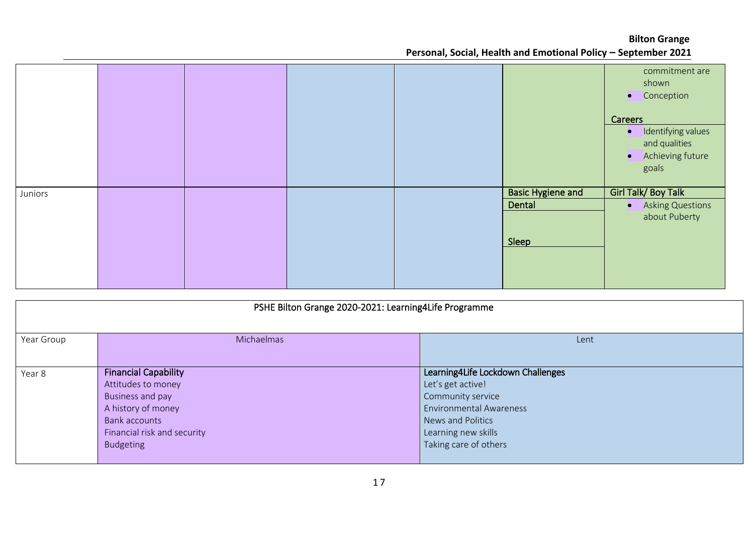|  |  |  |  |  |  |  |
|---|---|---|---|---|---|---|
|  |  |  |  |  |  | commitment are shown<br>• Conception<br><br>**Careers**<br>• Identifying values and qualities<br>• Achieving future goals |
| Juniors |  |  |  |  | **Basic Hygiene and Dental**<br><br>**Sleep** | **Girl Talk/ Boy Talk**<br>• Asking Questions about Puberty |

| PSHE Bilton Grange 2020-2021: Learning4Life Programme | | |
|---|---|---|
| Year Group | Michaelmas | Lent |
| Year 8 | **Financial Capability**<br>Attitudes to money<br>Business and pay<br>A history of money<br>Bank accounts<br>Financial risk and security<br>Budgeting | **Learning4Life Lockdown Challenges**<br>Let's get active!<br>Community service<br>Environmental Awareness<br>News and Politics<br>Learning new skills<br>Taking care of others |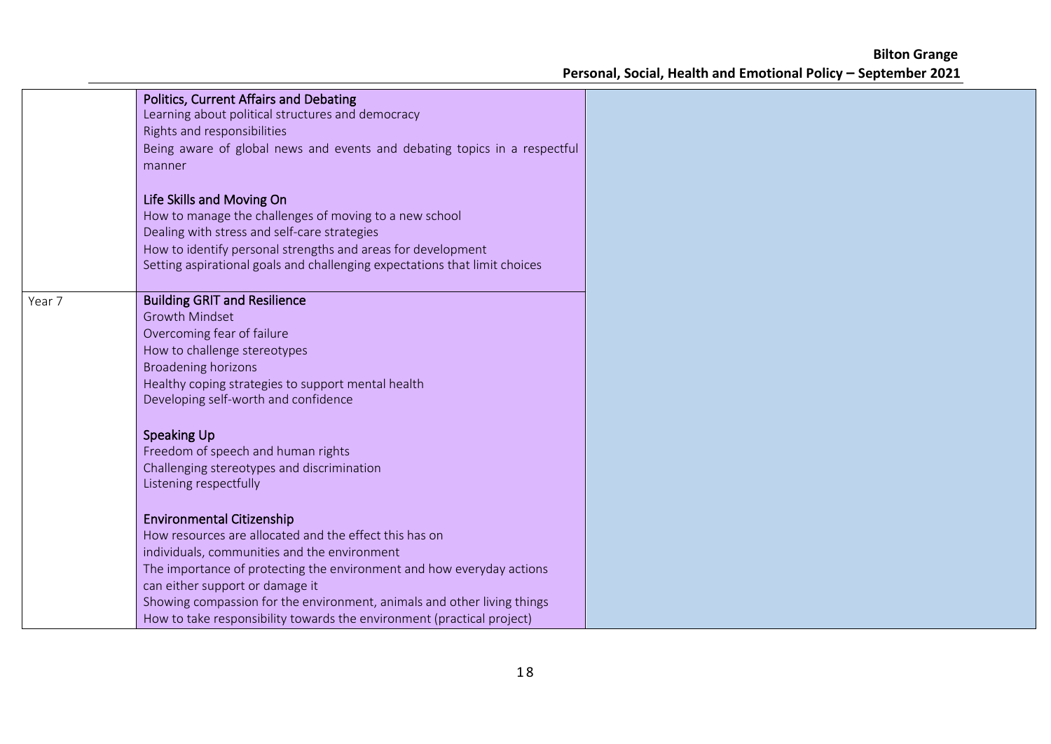| | | |
|---|---|---|
| | **Politics, Current Affairs and Debating**<br>Learning about political structures and democracy<br>Rights and responsibilities<br>Being aware of global news and events and debating topics in a respectful manner<br><br>**Life Skills and Moving On**<br>How to manage the challenges of moving to a new school<br>Dealing with stress and self-care strategies<br>How to identify personal strengths and areas for development<br>Setting aspirational goals and challenging expectations that limit choices | |
| Year 7 | **Building GRIT and Resilience**<br>Growth Mindset<br>Overcoming fear of failure<br>How to challenge stereotypes<br>Broadening horizons<br>Healthy coping strategies to support mental health<br>Developing self-worth and confidence<br><br>**Speaking Up**<br>Freedom of speech and human rights<br>Challenging stereotypes and discrimination<br>Listening respectfully<br><br>**Environmental Citizenship**<br>How resources are allocated and the effect this has on individuals, communities and the environment<br>The importance of protecting the environment and how everyday actions can either support or damage it<br>Showing compassion for the environment, animals and other living things<br>How to take responsibility towards the environment (practical project) | |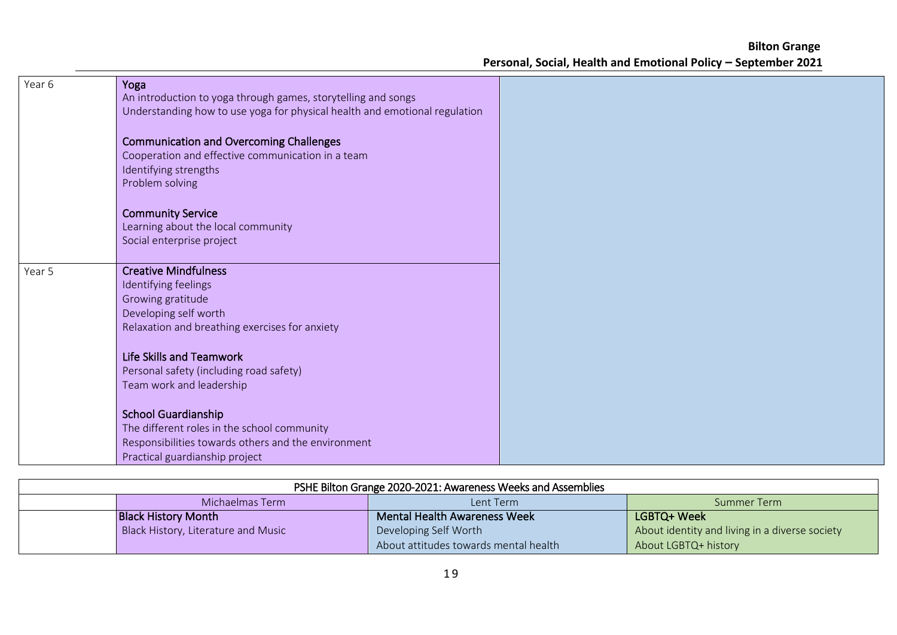| | | |
|---|---|---|
| Year 6 | **Yoga**<br>An introduction to yoga through games, storytelling and songs<br>Understanding how to use yoga for physical health and emotional regulation<br><br>**Communication and Overcoming Challenges**<br>Cooperation and effective communication in a team<br>Identifying strengths<br>Problem solving<br><br>**Community Service**<br>Learning about the local community<br>Social enterprise project | |
| Year 5 | **Creative Mindfulness**<br>Identifying feelings<br>Growing gratitude<br>Developing self worth<br>Relaxation and breathing exercises for anxiety<br><br>**Life Skills and Teamwork**<br>Personal safety (including road safety)<br>Team work and leadership<br><br>**School Guardianship**<br>The different roles in the school community<br>Responsibilities towards others and the environment<br>Practical guardianship project | |

| PSHE Bilton Grange 2020-2021: Awareness Weeks and Assemblies | | | |
|---|---|---|---|
| | Michaelmas Term | Lent Term | Summer Term |
| | **Black History Month**<br>Black History, Literature and Music | **Mental Health Awareness Week**<br>Developing Self Worth<br>About attitudes towards mental health | **LGBTQ+ Week**<br>About identity and living in a diverse society<br>About LGBTQ+ history |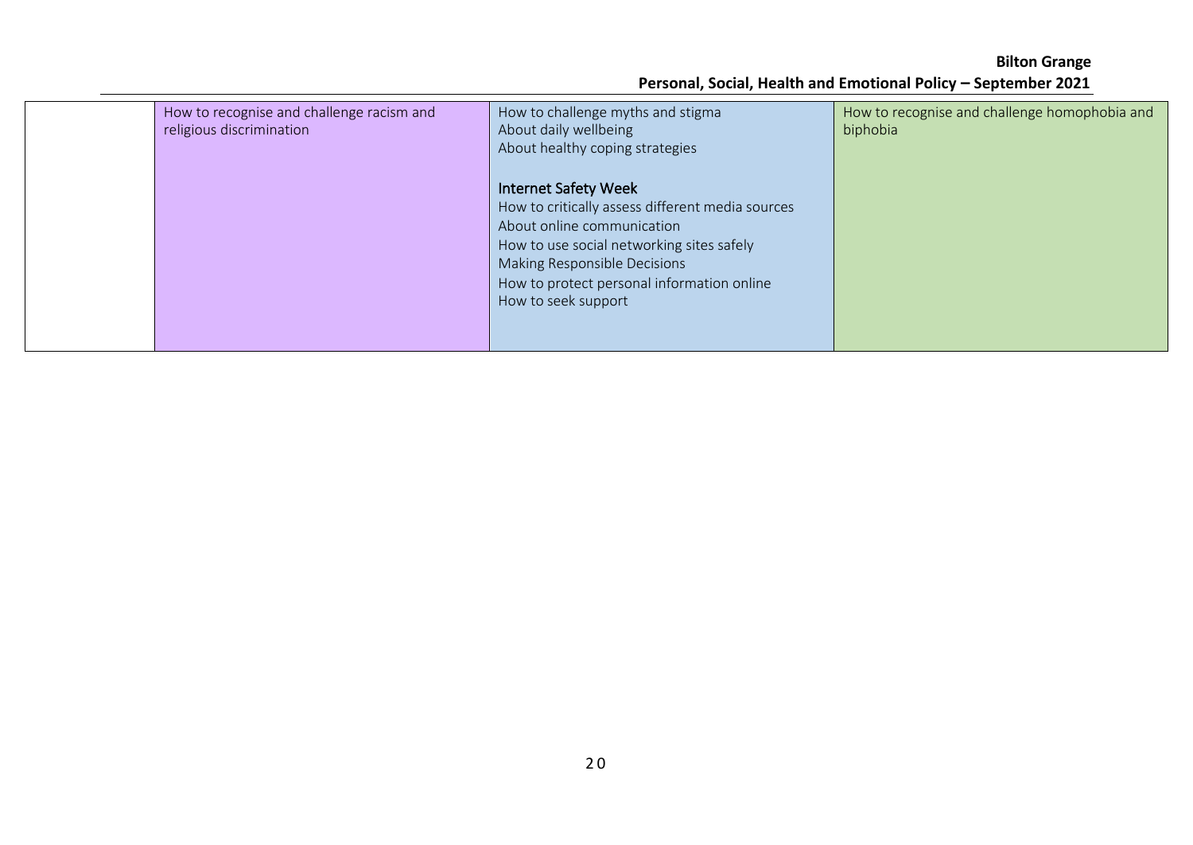| | | | |
|---|---|---|---|
| | How to recognise and challenge racism and religious discrimination | How to challenge myths and stigma<br>About daily wellbeing<br>About healthy coping strategies<br><br>Internet Safety Week<br>How to critically assess different media sources<br>About online communication<br>How to use social networking sites safely<br>Making Responsible Decisions<br>How to protect personal information online<br>How to seek support | How to recognise and challenge homophobia and biphobia |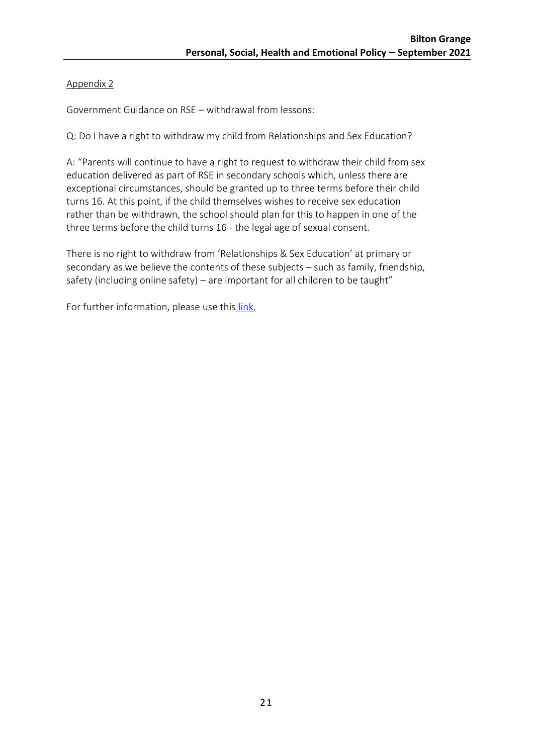Appendix 2

Government Guidance on RSE – withdrawal from lessons:

Q: Do I have a right to withdraw my child from Relationships and Sex Education?

A: "Parents will continue to have a right to request to withdraw their child from sex education delivered as part of RSE in secondary schools which, unless there are exceptional circumstances, should be granted up to three terms before their child turns 16. At this point, if the child themselves wishes to receive sex education rather than be withdrawn, the school should plan for this to happen in one of the three terms before the child turns 16 - the legal age of sexual consent.

There is no right to withdraw from 'Relationships & Sex Education' at primary or secondary as we believe the contents of these subjects – such as family, friendship, safety (including online safety) – are important for all children to be taught"

For further information, please use this link.